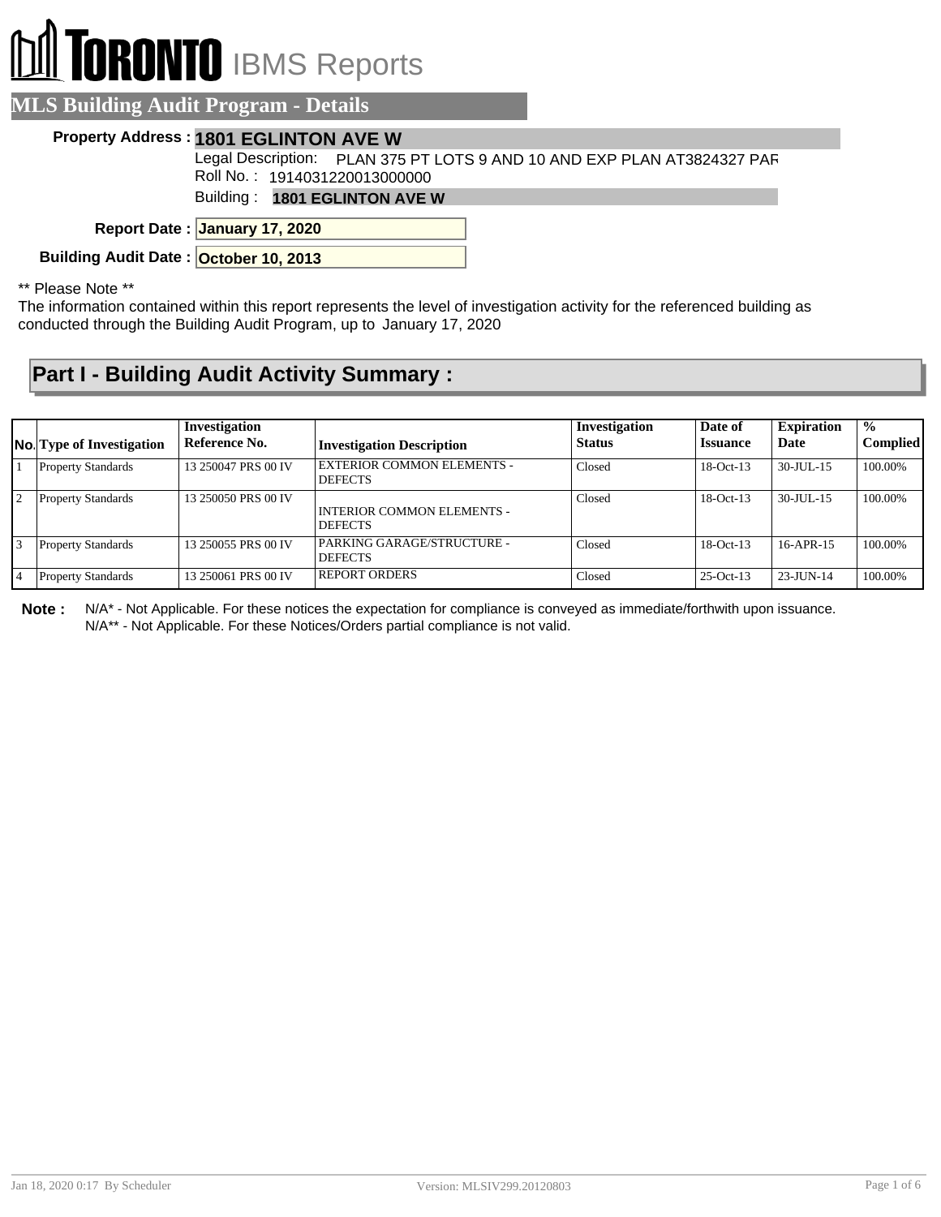# TORONTO IBMS Reports

## MLS Building Audit Program - Details

**Property Address :** **1801 EGLINTON AVE W**

Legal Description: PLAN 375 PT LOTS 9 AND 10 AND EXP PLAN AT3824327 PAR

Roll No. : 1914031220013000000

Building : **1801 EGLINTON AVE W**

**Report Date :** **January 17, 2020**

**Building Audit Date :** **October 10, 2013**

** Please Note **

The information contained within this report represents the level of investigation activity for the referenced building as conducted through the Building Audit Program, up to January 17, 2020

## Part I - Building Audit Activity Summary :

| No. | Type of Investigation | Investigation Reference No. | Investigation Description | Investigation Status | Date of Issuance | Expiration Date | % Complied |
|---|---|---|---|---|---|---|---|
| 1 | Property Standards | 13 250047 PRS 00 IV | EXTERIOR COMMON ELEMENTS - DEFECTS | Closed | 18-Oct-13 | 30-JUL-15 | 100.00% |
| 2 | Property Standards | 13 250050 PRS 00 IV | INTERIOR COMMON ELEMENTS - DEFECTS | Closed | 18-Oct-13 | 30-JUL-15 | 100.00% |
| 3 | Property Standards | 13 250055 PRS 00 IV | PARKING GARAGE/STRUCTURE - DEFECTS | Closed | 18-Oct-13 | 16-APR-15 | 100.00% |
| 4 | Property Standards | 13 250061 PRS 00 IV | REPORT ORDERS | Closed | 25-Oct-13 | 23-JUN-14 | 100.00% |

**Note :** N/A* - Not Applicable. For these notices the expectation for compliance is conveyed as immediate/forthwith upon issuance.
N/A** - Not Applicable. For these Notices/Orders partial compliance is not valid.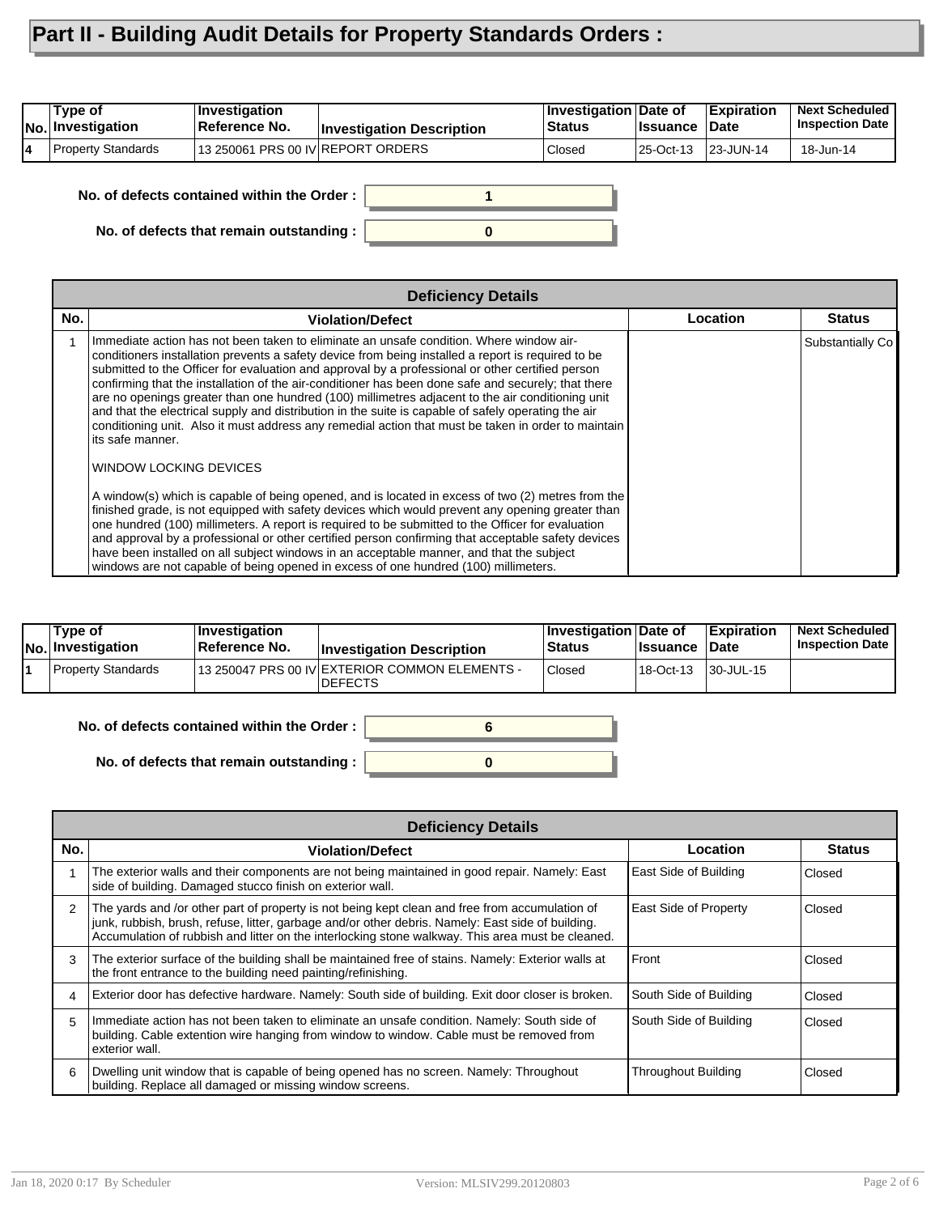# Part II - Building Audit Details for Property Standards Orders :

| No. | Type of Investigation | Investigation Reference No. | Investigation Description | Investigation Status | Date of Issuance | Expiration Date | Next Scheduled Inspection Date |
|---|---|---|---|---|---|---|---|
| 4 | Property Standards | 13 250061 PRS 00 IV | REPORT ORDERS | Closed | 25-Oct-13 | 23-JUN-14 | 18-Jun-14 |

**No. of defects contained within the Order :** 1

**No. of defects that remain outstanding :** 0

**Deficiency Details**

| No. | Violation/Defect | Location | Status |
|---|---|---|---|
| 1 | Immediate action has not been taken to eliminate an unsafe condition. Where window air-conditioners installation prevents a safety device from being installed a report is required to be submitted to the Officer for evaluation and approval by a professional or other certified person confirming that the installation of the air-conditioner has been done safe and securely; that there are no openings greater than one hundred (100) millimetres adjacent to the air conditioning unit and that the electrical supply and distribution in the suite is capable of safely operating the air conditioning unit. Also it must address any remedial action that must be taken in order to maintain its safe manner.<br><br>WINDOW LOCKING DEVICES<br><br>A window(s) which is capable of being opened, and is located in excess of two (2) metres from the finished grade, is not equipped with safety devices which would prevent any opening greater than one hundred (100) millimeters. A report is required to be submitted to the Officer for evaluation and approval by a professional or other certified person confirming that acceptable safety devices have been installed on all subject windows in an acceptable manner, and that the subject windows are not capable of being opened in excess of one hundred (100) millimeters. | | Substantially Co |

| No. | Type of Investigation | Investigation Reference No. | Investigation Description | Investigation Status | Date of Issuance | Expiration Date | Next Scheduled Inspection Date |
|---|---|---|---|---|---|---|---|
| 1 | Property Standards | 13 250047 PRS 00 IV | EXTERIOR COMMON ELEMENTS - DEFECTS | Closed | 18-Oct-13 | 30-JUL-15 | |

**No. of defects contained within the Order :** 6

**No. of defects that remain outstanding :** 0

**Deficiency Details**

| No. | Violation/Defect | Location | Status |
|---|---|---|---|
| 1 | The exterior walls and their components are not being maintained in good repair. Namely: East side of building. Damaged stucco finish on exterior wall. | East Side of Building | Closed |
| 2 | The yards and /or other part of property is not being kept clean and free from accumulation of junk, rubbish, brush, refuse, litter, garbage and/or other debris. Namely: East side of building. Accumulation of rubbish and litter on the interlocking stone walkway. This area must be cleaned. | East Side of Property | Closed |
| 3 | The exterior surface of the building shall be maintained free of stains. Namely: Exterior walls at the front entrance to the building need painting/refinishing. | Front | Closed |
| 4 | Exterior door has defective hardware. Namely: South side of building. Exit door closer is broken. | South Side of Building | Closed |
| 5 | Immediate action has not been taken to eliminate an unsafe condition. Namely: South side of building. Cable extention wire hanging from window to window. Cable must be removed from exterior wall. | South Side of Building | Closed |
| 6 | Dwelling unit window that is capable of being opened has no screen. Namely: Throughout building. Replace all damaged or missing window screens. | Throughout Building | Closed |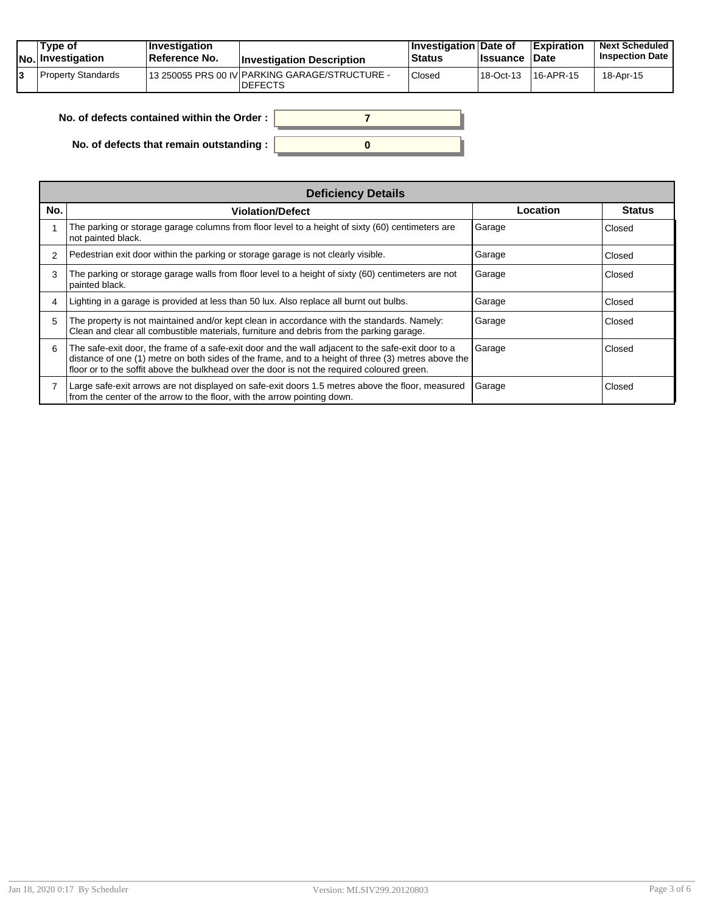| No. | Type of Investigation | Investigation Reference No. | Investigation Description | Investigation Status | Date of Issuance | Expiration Date | Next Scheduled Inspection Date |
|---|---|---|---|---|---|---|---|
| 3 | Property Standards | 13 250055 PRS 00 IV | PARKING GARAGE/STRUCTURE - DEFECTS | Closed | 18-Oct-13 | 16-APR-15 | 18-Apr-15 |

**No. of defects contained within the Order :** 7

**No. of defects that remain outstanding :** 0

| Deficiency Details | | | |
|---|---|---|---|
| **No.** | **Violation/Defect** | **Location** | **Status** |
| 1 | The parking or storage garage columns from floor level to a height of sixty (60) centimeters are not painted black. | Garage | Closed |
| 2 | Pedestrian exit door within the parking or storage garage is not clearly visible. | Garage | Closed |
| 3 | The parking or storage garage walls from floor level to a height of sixty (60) centimeters are not painted black. | Garage | Closed |
| 4 | Lighting in a garage is provided at less than 50 lux. Also replace all burnt out bulbs. | Garage | Closed |
| 5 | The property is not maintained and/or kept clean in accordance with the standards. Namely: Clean and clear all combustible materials, furniture and debris from the parking garage. | Garage | Closed |
| 6 | The safe-exit door, the frame of a safe-exit door and the wall adjacent to the safe-exit door to a distance of one (1) metre on both sides of the frame, and to a height of three (3) metres above the floor or to the soffit above the bulkhead over the door is not the required coloured green. | Garage | Closed |
| 7 | Large safe-exit arrows are not displayed on safe-exit doors 1.5 metres above the floor, measured from the center of the arrow to the floor, with the arrow pointing down. | Garage | Closed |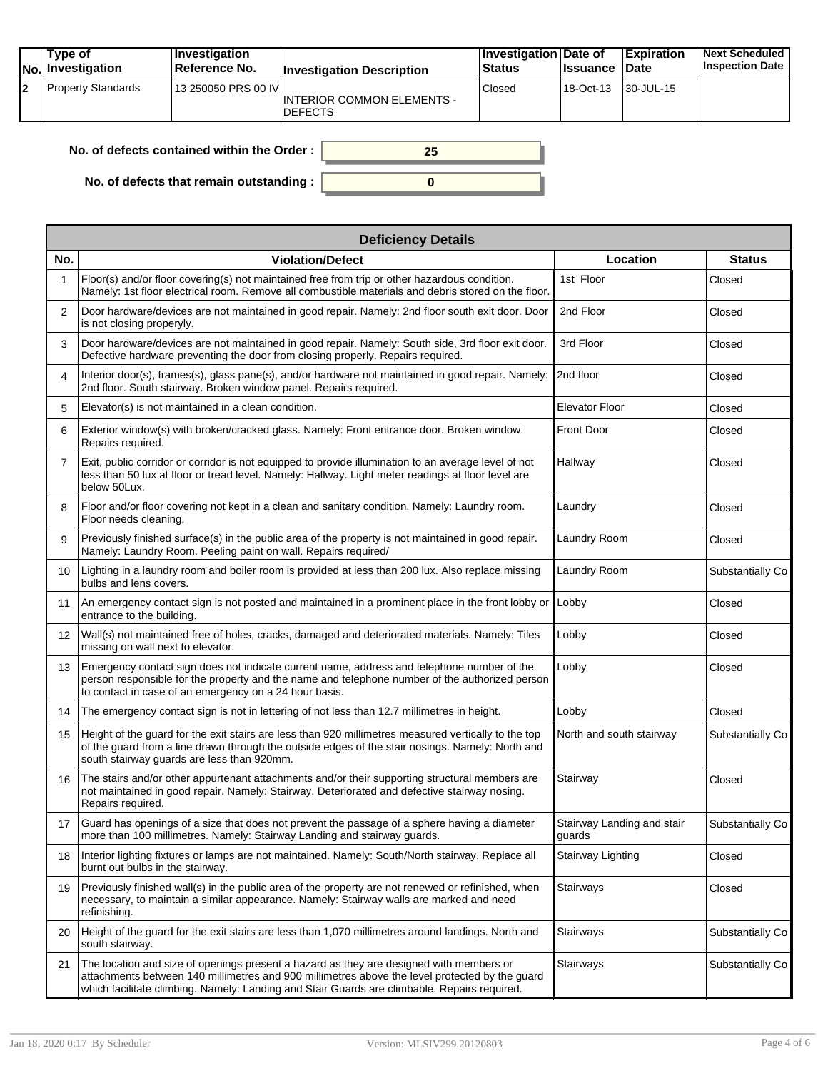| No. | Type of Investigation | Investigation Reference No. | Investigation Description | Investigation Status | Date of Issuance | Expiration Date | Next Scheduled Inspection Date |
|---|---|---|---|---|---|---|---|
| 2 | Property Standards | 13 250050 PRS 00 IV | INTERIOR COMMON ELEMENTS - DEFECTS | Closed | 18-Oct-13 | 30-JUL-15 | |

**No. of defects contained within the Order :** 25

**No. of defects that remain outstanding :** 0

| Deficiency Details | | | |
|---|---|---|---|
| **No.** | **Violation/Defect** | **Location** | **Status** |
| 1 | Floor(s) and/or floor covering(s) not maintained free from trip or other hazardous condition. Namely: 1st floor electrical room. Remove all combustible materials and debris stored on the floor. | 1st Floor | Closed |
| 2 | Door hardware/devices are not maintained in good repair. Namely: 2nd floor south exit door. Door is not closing properyly. | 2nd Floor | Closed |
| 3 | Door hardware/devices are not maintained in good repair. Namely: South side, 3rd floor exit door. Defective hardware preventing the door from closing properly. Repairs required. | 3rd Floor | Closed |
| 4 | Interior door(s), frames(s), glass pane(s), and/or hardware not maintained in good repair. Namely: 2nd floor. South stairway. Broken window panel. Repairs required. | 2nd floor | Closed |
| 5 | Elevator(s) is not maintained in a clean condition. | Elevator Floor | Closed |
| 6 | Exterior window(s) with broken/cracked glass. Namely: Front entrance door. Broken window. Repairs required. | Front Door | Closed |
| 7 | Exit, public corridor or corridor is not equipped to provide illumination to an average level of not less than 50 lux at floor or tread level. Namely: Hallway. Light meter readings at floor level are below 50Lux. | Hallway | Closed |
| 8 | Floor and/or floor covering not kept in a clean and sanitary condition. Namely: Laundry room. Floor needs cleaning. | Laundry | Closed |
| 9 | Previously finished surface(s) in the public area of the property is not maintained in good repair. Namely: Laundry Room. Peeling paint on wall. Repairs required/ | Laundry Room | Closed |
| 10 | Lighting in a laundry room and boiler room is provided at less than 200 lux. Also replace missing bulbs and lens covers. | Laundry Room | Substantially Co |
| 11 | An emergency contact sign is not posted and maintained in a prominent place in the front lobby or entrance to the building. | Lobby | Closed |
| 12 | Wall(s) not maintained free of holes, cracks, damaged and deteriorated materials. Namely: Tiles missing on wall next to elevator. | Lobby | Closed |
| 13 | Emergency contact sign does not indicate current name, address and telephone number of the person responsible for the property and the name and telephone number of the authorized person to contact in case of an emergency on a 24 hour basis. | Lobby | Closed |
| 14 | The emergency contact sign is not in lettering of not less than 12.7 millimetres in height. | Lobby | Closed |
| 15 | Height of the guard for the exit stairs are less than 920 millimetres measured vertically to the top of the guard from a line drawn through the outside edges of the stair nosings. Namely: North and south stairway guards are less than 920mm. | North and south stairway | Substantially Co |
| 16 | The stairs and/or other appurtenant attachments and/or their supporting structural members are not maintained in good repair. Namely: Stairway. Deteriorated and defective stairway nosing. Repairs required. | Stairway | Closed |
| 17 | Guard has openings of a size that does not prevent the passage of a sphere having a diameter more than 100 millimetres. Namely: Stairway Landing and stairway guards. | Stairway Landing and stair guards | Substantially Co |
| 18 | Interior lighting fixtures or lamps are not maintained. Namely: South/North stairway. Replace all burnt out bulbs in the stairway. | Stairway Lighting | Closed |
| 19 | Previously finished wall(s) in the public area of the property are not renewed or refinished, when necessary, to maintain a similar appearance. Namely: Stairway walls are marked and need refinishing. | Stairways | Closed |
| 20 | Height of the guard for the exit stairs are less than 1,070 millimetres around landings. North and south stairway. | Stairways | Substantially Co |
| 21 | The location and size of openings present a hazard as they are designed with members or attachments between 140 millimetres and 900 millimetres above the level protected by the guard which facilitate climbing. Namely: Landing and Stair Guards are climbable. Repairs required. | Stairways | Substantially Co |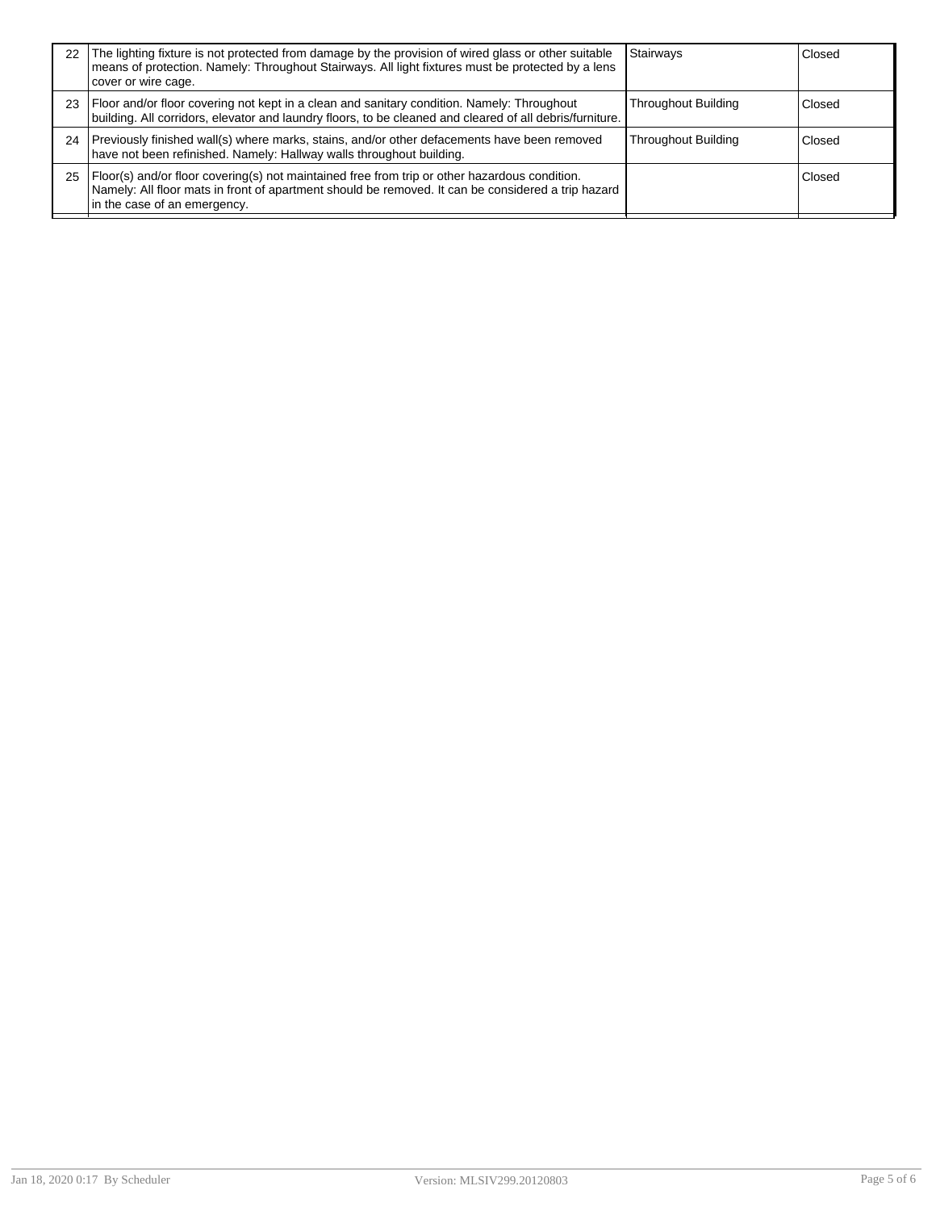| | | | |
|---|---|---|---|
| 22 | The lighting fixture is not protected from damage by the provision of wired glass or other suitable means of protection. Namely: Throughout Stairways. All light fixtures must be protected by a lens cover or wire cage. | Stairways | Closed |
| 23 | Floor and/or floor covering not kept in a clean and sanitary condition. Namely: Throughout building. All corridors, elevator and laundry floors, to be cleaned and cleared of all debris/furniture. | Throughout Building | Closed |
| 24 | Previously finished wall(s) where marks, stains, and/or other defacements have been removed have not been refinished. Namely: Hallway walls throughout building. | Throughout Building | Closed |
| 25 | Floor(s) and/or floor covering(s) not maintained free from trip or other hazardous condition. Namely: All floor mats in front of apartment should be removed. It can be considered a trip hazard in the case of an emergency. | | Closed |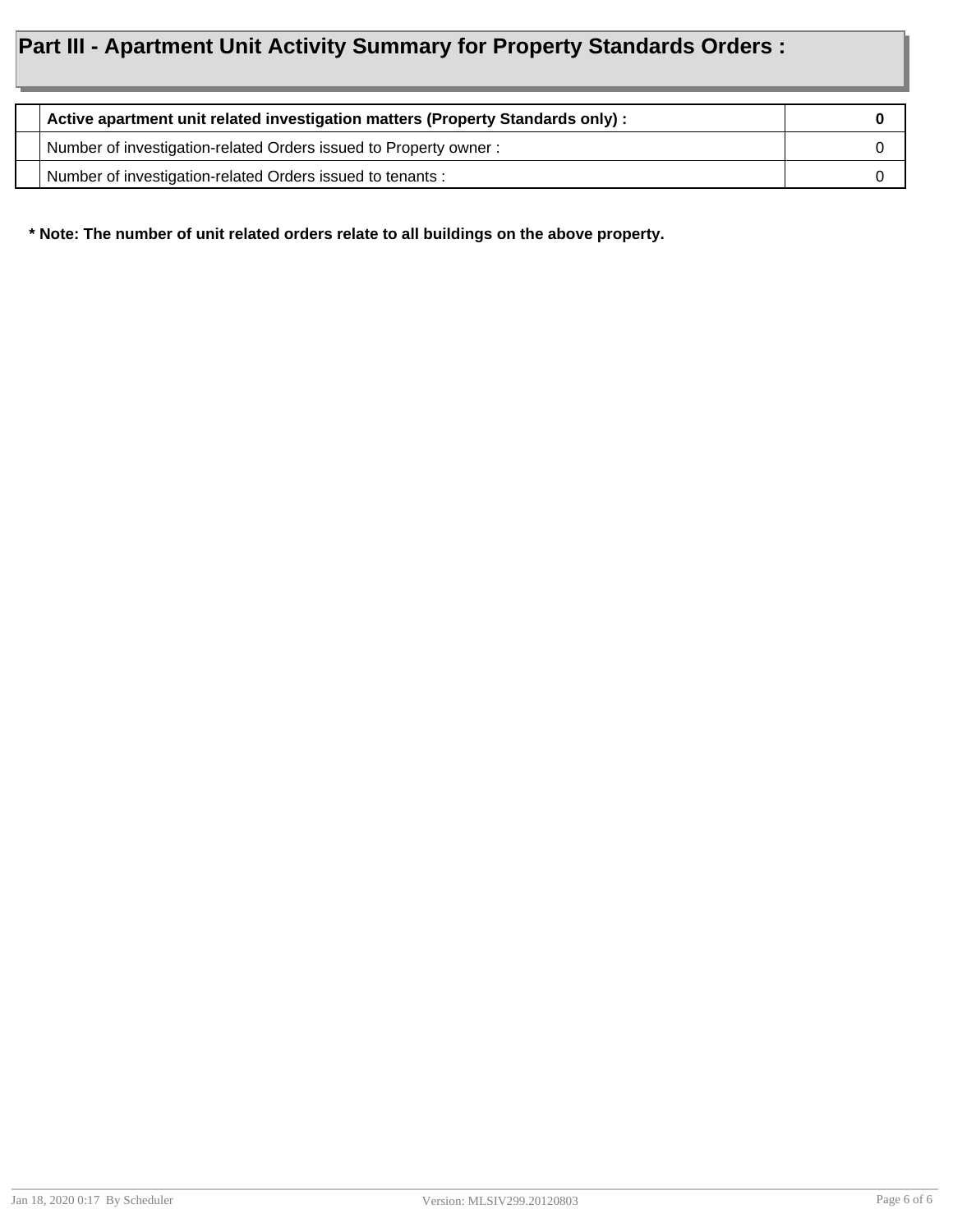# Part III - Apartment Unit Activity Summary for Property Standards Orders :

| | | |
|---|---|---|
| | **Active apartment unit related investigation matters (Property Standards only) :** | **0** |
| | Number of investigation-related Orders issued to Property owner : | 0 |
| | Number of investigation-related Orders issued to tenants : | 0 |

**\* Note: The number of unit related orders relate to all buildings on the above property.**